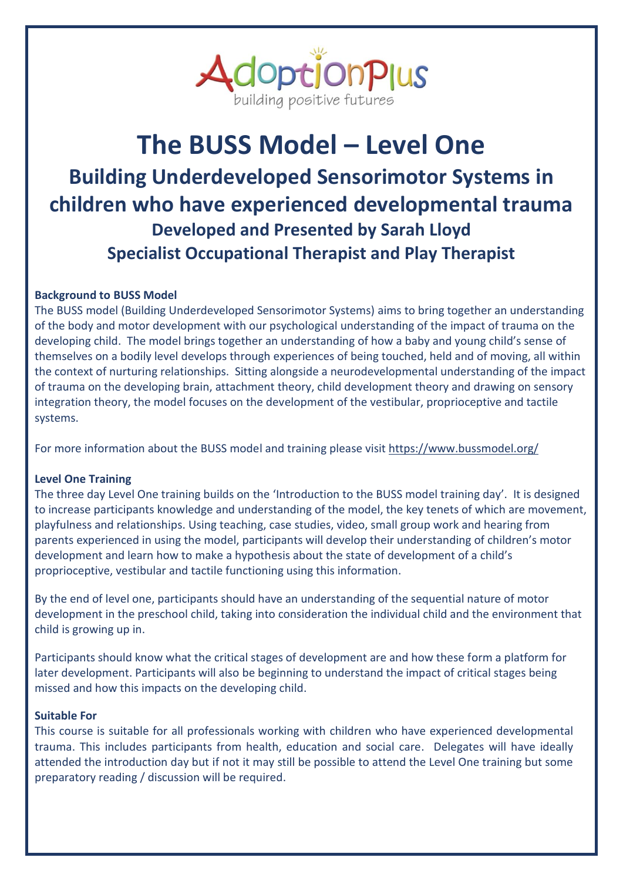AdoptionPlus
building positive futures

# The BUSS Model – Level One

## Building Underdeveloped Sensorimotor Systems in children who have experienced developmental trauma

### Developed and Presented by Sarah Lloyd

### Specialist Occupational Therapist and Play Therapist

**Background to BUSS Model**

The BUSS model (Building Underdeveloped Sensorimotor Systems) aims to bring together an understanding of the body and motor development with our psychological understanding of the impact of trauma on the developing child. The model brings together an understanding of how a baby and young child's sense of themselves on a bodily level develops through experiences of being touched, held and of moving, all within the context of nurturing relationships. Sitting alongside a neurodevelopmental understanding of the impact of trauma on the developing brain, attachment theory, child development theory and drawing on sensory integration theory, the model focuses on the development of the vestibular, proprioceptive and tactile systems.

For more information about the BUSS model and training please visit https://www.bussmodel.org/

**Level One Training**

The three day Level One training builds on the 'Introduction to the BUSS model training day'. It is designed to increase participants knowledge and understanding of the model, the key tenets of which are movement, playfulness and relationships. Using teaching, case studies, video, small group work and hearing from parents experienced in using the model, participants will develop their understanding of children's motor development and learn how to make a hypothesis about the state of development of a child's proprioceptive, vestibular and tactile functioning using this information.

By the end of level one, participants should have an understanding of the sequential nature of motor development in the preschool child, taking into consideration the individual child and the environment that child is growing up in.

Participants should know what the critical stages of development are and how these form a platform for later development. Participants will also be beginning to understand the impact of critical stages being missed and how this impacts on the developing child.

**Suitable For**

This course is suitable for all professionals working with children who have experienced developmental trauma. This includes participants from health, education and social care. Delegates will have ideally attended the introduction day but if not it may still be possible to attend the Level One training but some preparatory reading / discussion will be required.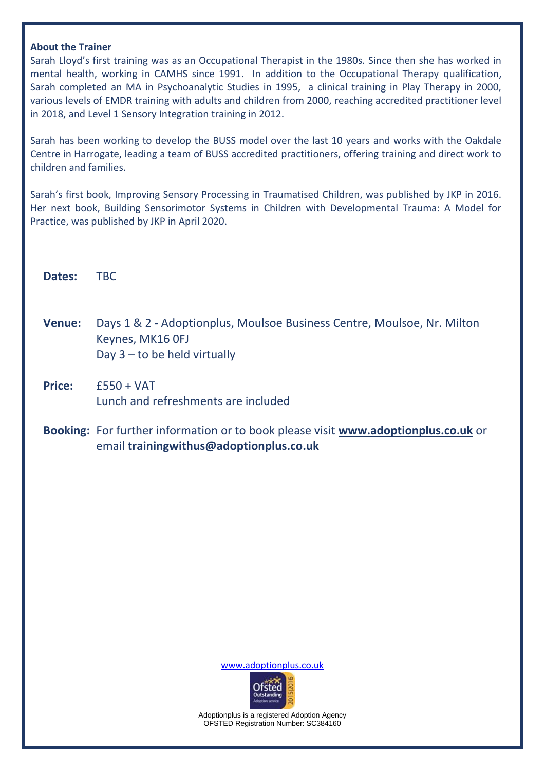**About the Trainer**

Sarah Lloyd's first training was as an Occupational Therapist in the 1980s. Since then she has worked in mental health, working in CAMHS since 1991. In addition to the Occupational Therapy qualification, Sarah completed an MA in Psychoanalytic Studies in 1995, a clinical training in Play Therapy in 2000, various levels of EMDR training with adults and children from 2000, reaching accredited practitioner level in 2018, and Level 1 Sensory Integration training in 2012.

Sarah has been working to develop the BUSS model over the last 10 years and works with the Oakdale Centre in Harrogate, leading a team of BUSS accredited practitioners, offering training and direct work to children and families.

Sarah's first book, Improving Sensory Processing in Traumatised Children, was published by JKP in 2016. Her next book, Building Sensorimotor Systems in Children with Developmental Trauma: A Model for Practice, was published by JKP in April 2020.

**Dates:** TBC

**Venue:** Days 1 & 2 **-** Adoptionplus, Moulsoe Business Centre, Moulsoe, Nr. Milton Keynes, MK16 0FJ
Day 3 – to be held virtually

**Price:** £550 + VAT
Lunch and refreshments are included

**Booking:** For further information or to book please visit **www.adoptionplus.co.uk** or email **trainingwithus@adoptionplus.co.uk**

www.adoptionplus.co.uk

Adoptionplus is a registered Adoption Agency
OFSTED Registration Number: SC384160